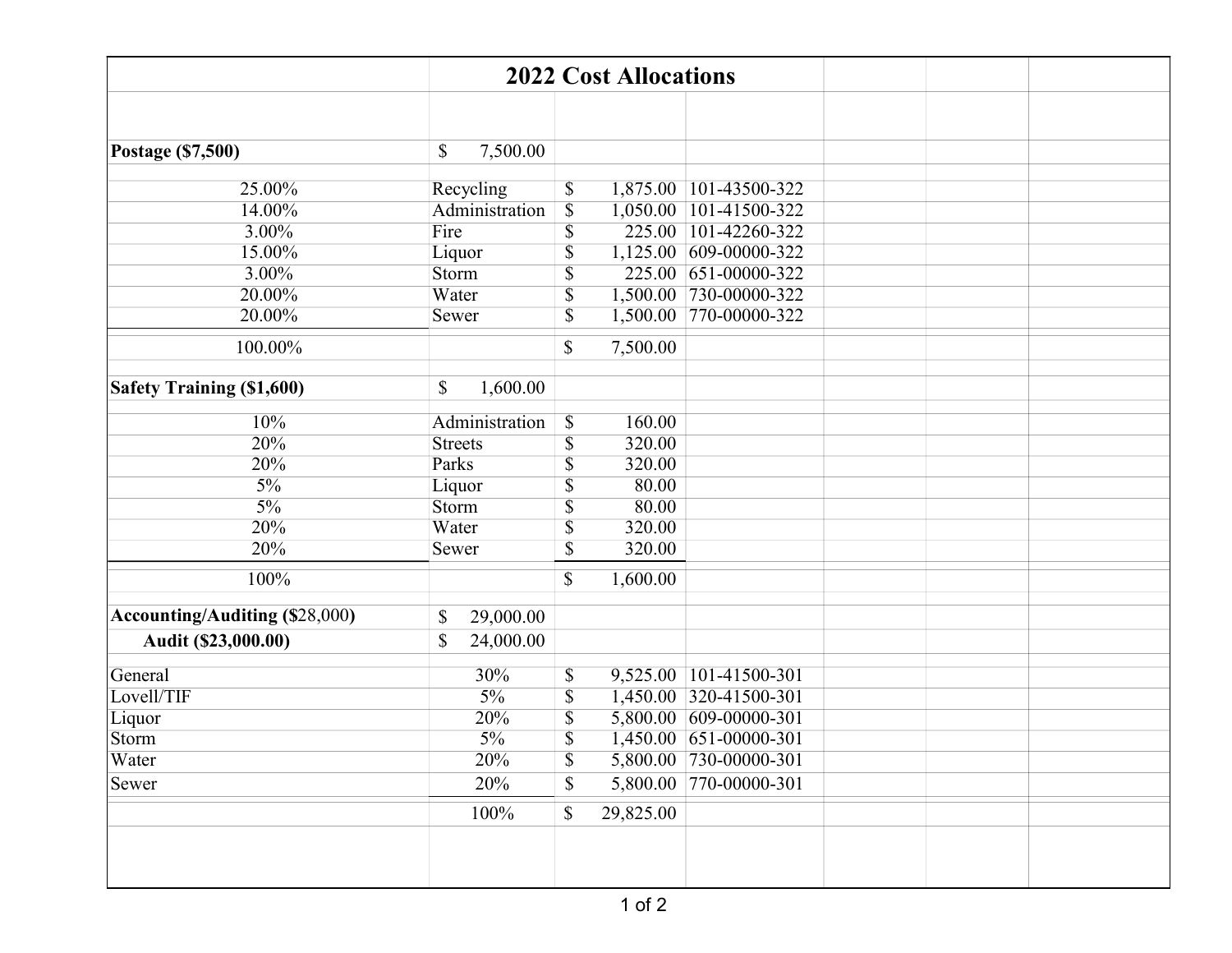# 2022 Cost Allocations

| | | | |
|---|---|---|---|
| **Postage ($7,500)** | $ 7,500.00 | | |
| 25.00% | Recycling | $ 1,875.00 | 101-43500-322 |
| 14.00% | Administration | $ 1,050.00 | 101-41500-322 |
| 3.00% | Fire | $ 225.00 | 101-42260-322 |
| 15.00% | Liquor | $ 1,125.00 | 609-00000-322 |
| 3.00% | Storm | $ 225.00 | 651-00000-322 |
| 20.00% | Water | $ 1,500.00 | 730-00000-322 |
| 20.00% | Sewer | $ 1,500.00 | 770-00000-322 |
| 100.00% | | $ 7,500.00 | |
| **Safety Training ($1,600)** | $ 1,600.00 | | |
| 10% | Administration | $ 160.00 | |
| 20% | Streets | $ 320.00 | |
| 20% | Parks | $ 320.00 | |
| 5% | Liquor | $ 80.00 | |
| 5% | Storm | $ 80.00 | |
| 20% | Water | $ 320.00 | |
| 20% | Sewer | $ 320.00 | |
| 100% | | $ 1,600.00 | |
| **Accounting/Auditing ($28,000)** | $ 29,000.00 | | |
| **Audit ($23,000.00)** | $ 24,000.00 | | |
| General | 30% | $ 9,525.00 | 101-41500-301 |
| Lovell/TIF | 5% | $ 1,450.00 | 320-41500-301 |
| Liquor | 20% | $ 5,800.00 | 609-00000-301 |
| Storm | 5% | $ 1,450.00 | 651-00000-301 |
| Water | 20% | $ 5,800.00 | 730-00000-301 |
| Sewer | 20% | $ 5,800.00 | 770-00000-301 |
| | 100% | $ 29,825.00 | |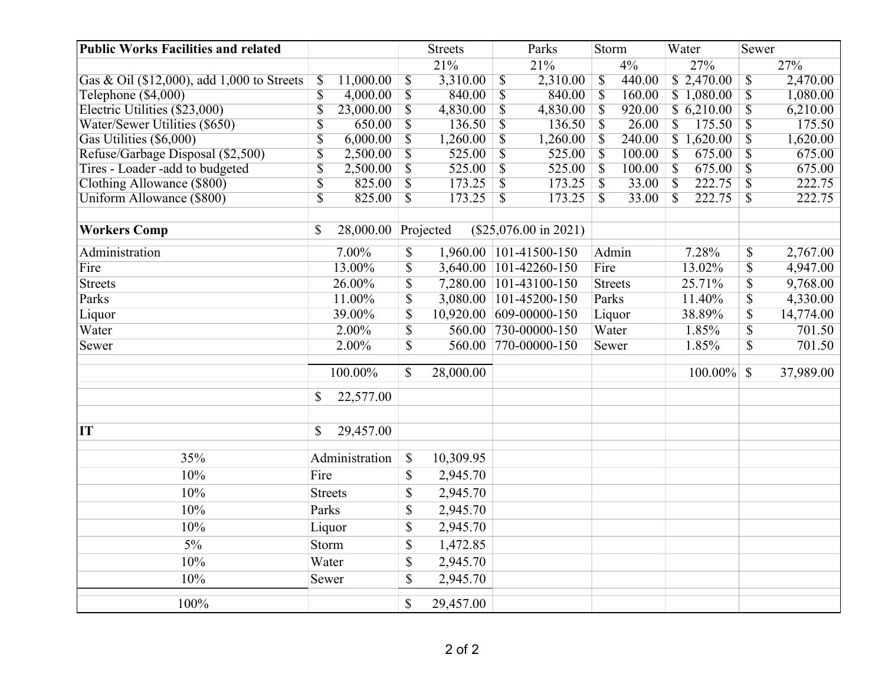| Public Works Facilities and related | | Streets | Parks | Storm | Water | Sewer |
|---|---|---|---|---|---|---|
| | | 21% | 21% | 4% | 27% | 27% |
| Gas & Oil ($12,000), add 1,000 to Streets | $ 11,000.00 | $ 3,310.00 | $ 2,310.00 | $ 440.00 | $ 2,470.00 | $ 2,470.00 |
| Telephone ($4,000) | $ 4,000.00 | $ 840.00 | $ 840.00 | $ 160.00 | $ 1,080.00 | $ 1,080.00 |
| Electric Utilities ($23,000) | $ 23,000.00 | $ 4,830.00 | $ 4,830.00 | $ 920.00 | $ 6,210.00 | $ 6,210.00 |
| Water/Sewer Utilities ($650) | $ 650.00 | $ 136.50 | $ 136.50 | $ 26.00 | $ 175.50 | $ 175.50 |
| Gas Utilities ($6,000) | $ 6,000.00 | $ 1,260.00 | $ 1,260.00 | $ 240.00 | $ 1,620.00 | $ 1,620.00 |
| Refuse/Garbage Disposal ($2,500) | $ 2,500.00 | $ 525.00 | $ 525.00 | $ 100.00 | $ 675.00 | $ 675.00 |
| Tires - Loader -add to budgeted | $ 2,500.00 | $ 525.00 | $ 525.00 | $ 100.00 | $ 675.00 | $ 675.00 |
| Clothing Allowance ($800) | $ 825.00 | $ 173.25 | $ 173.25 | $ 33.00 | $ 222.75 | $ 222.75 |
| Uniform Allowance ($800) | $ 825.00 | $ 173.25 | $ 173.25 | $ 33.00 | $ 222.75 | $ 222.75 |
| | | | | | | |
| **Workers Comp** | $ 28,000.00 | Projected | ($25,076.00 in 2021) | | | |
| Administration | 7.00% | $ 1,960.00 | 101-41500-150 | Admin | 7.28% | $ 2,767.00 |
| Fire | 13.00% | $ 3,640.00 | 101-42260-150 | Fire | 13.02% | $ 4,947.00 |
| Streets | 26.00% | $ 7,280.00 | 101-43100-150 | Streets | 25.71% | $ 9,768.00 |
| Parks | 11.00% | $ 3,080.00 | 101-45200-150 | Parks | 11.40% | $ 4,330.00 |
| Liquor | 39.00% | $ 10,920.00 | 609-00000-150 | Liquor | 38.89% | $ 14,774.00 |
| Water | 2.00% | $ 560.00 | 730-00000-150 | Water | 1.85% | $ 701.50 |
| Sewer | 2.00% | $ 560.00 | 770-00000-150 | Sewer | 1.85% | $ 701.50 |
| | 100.00% | $ 28,000.00 | | | 100.00% | $ 37,989.00 |
| | $ 22,577.00 | | | | | |
| | | | | | | |
| **IT** | $ 29,457.00 | | | | | |
| 35% | Administration | $ 10,309.95 | | | | |
| 10% | Fire | $ 2,945.70 | | | | |
| 10% | Streets | $ 2,945.70 | | | | |
| 10% | Parks | $ 2,945.70 | | | | |
| 10% | Liquor | $ 2,945.70 | | | | |
| 5% | Storm | $ 1,472.85 | | | | |
| 10% | Water | $ 2,945.70 | | | | |
| 10% | Sewer | $ 2,945.70 | | | | |
| 100% | | $ 29,457.00 | | | | |